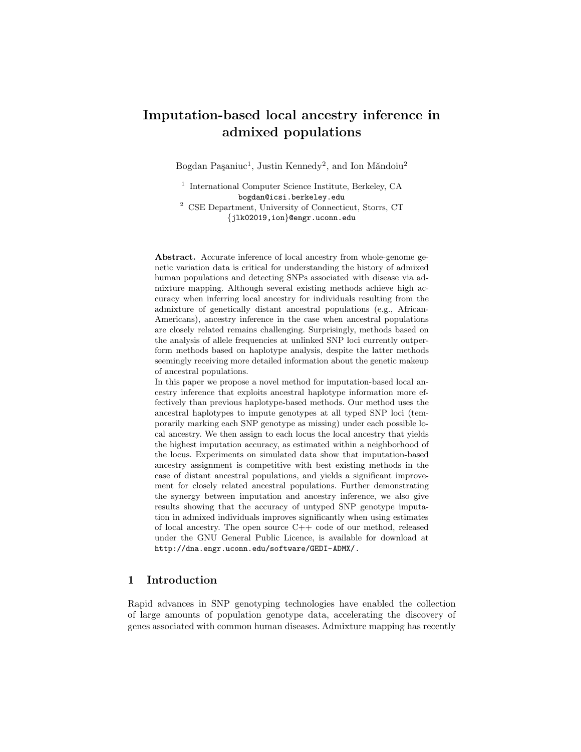# Imputation-based local ancestry inference in admixed populations

Bogdan Paşaniuc[1], Justin Kennedy[2], and Ion Măndoiu[2]

[1] International Computer Science Institute, Berkeley, CA
bogdan@icsi.berkeley.edu
[2] CSE Department, University of Connecticut, Storrs, CT
{jlk02019,ion}@engr.uconn.edu

**Abstract.** Accurate inference of local ancestry from whole-genome genetic variation data is critical for understanding the history of admixed human populations and detecting SNPs associated with disease via admixture mapping. Although several existing methods achieve high accuracy when inferring local ancestry for individuals resulting from the admixture of genetically distant ancestral populations (e.g., African-Americans), ancestry inference in the case when ancestral populations are closely related remains challenging. Surprisingly, methods based on the analysis of allele frequencies at unlinked SNP loci currently outperform methods based on haplotype analysis, despite the latter methods seemingly receiving more detailed information about the genetic makeup of ancestral populations.

In this paper we propose a novel method for imputation-based local ancestry inference that exploits ancestral haplotype information more effectively than previous haplotype-based methods. Our method uses the ancestral haplotypes to impute genotypes at all typed SNP loci (temporarily marking each SNP genotype as missing) under each possible local ancestry. We then assign to each locus the local ancestry that yields the highest imputation accuracy, as estimated within a neighborhood of the locus. Experiments on simulated data show that imputation-based ancestry assignment is competitive with best existing methods in the case of distant ancestral populations, and yields a significant improvement for closely related ancestral populations. Further demonstrating the synergy between imputation and ancestry inference, we also give results showing that the accuracy of untyped SNP genotype imputation in admixed individuals improves significantly when using estimates of local ancestry. The open source C++ code of our method, released under the GNU General Public Licence, is available for download at http://dna.engr.uconn.edu/software/GEDI-ADMX/.

## 1 Introduction

Rapid advances in SNP genotyping technologies have enabled the collection of large amounts of population genotype data, accelerating the discovery of genes associated with common human diseases. Admixture mapping has recently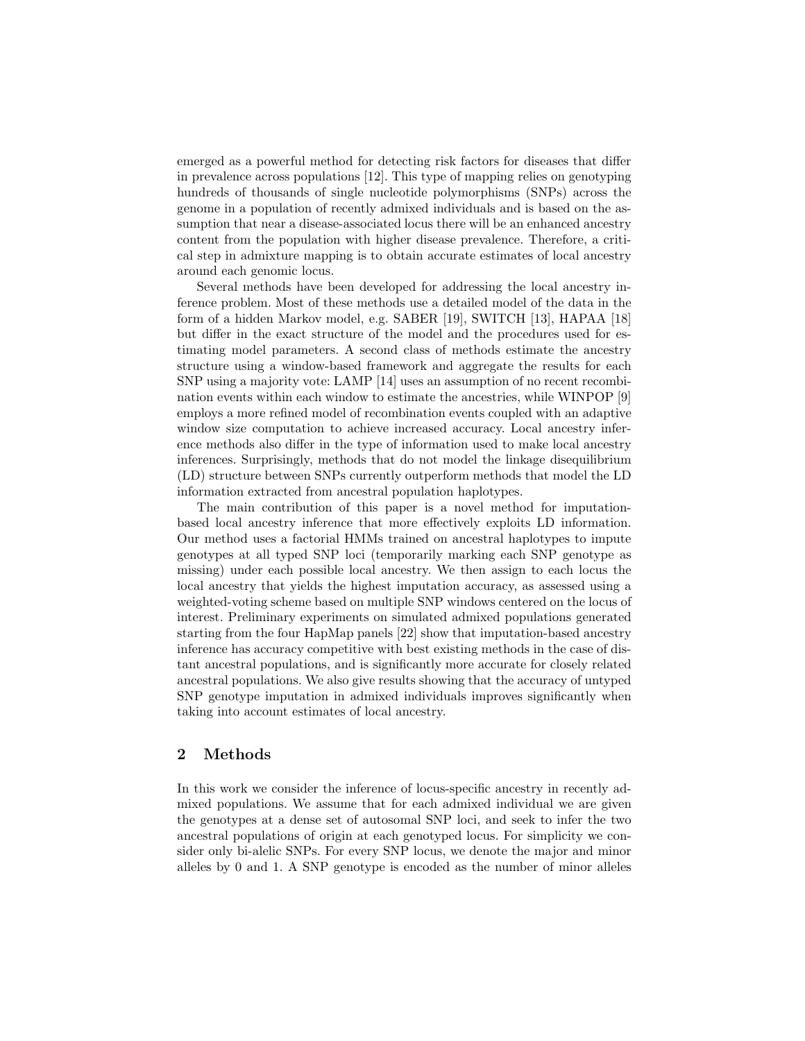emerged as a powerful method for detecting risk factors for diseases that differ in prevalence across populations [12]. This type of mapping relies on genotyping hundreds of thousands of single nucleotide polymorphisms (SNPs) across the genome in a population of recently admixed individuals and is based on the assumption that near a disease-associated locus there will be an enhanced ancestry content from the population with higher disease prevalence. Therefore, a critical step in admixture mapping is to obtain accurate estimates of local ancestry around each genomic locus.

Several methods have been developed for addressing the local ancestry inference problem. Most of these methods use a detailed model of the data in the form of a hidden Markov model, e.g. SABER [19], SWITCH [13], HAPAA [18] but differ in the exact structure of the model and the procedures used for estimating model parameters. A second class of methods estimate the ancestry structure using a window-based framework and aggregate the results for each SNP using a majority vote: LAMP [14] uses an assumption of no recent recombination events within each window to estimate the ancestries, while WINPOP [9] employs a more refined model of recombination events coupled with an adaptive window size computation to achieve increased accuracy. Local ancestry inference methods also differ in the type of information used to make local ancestry inferences. Surprisingly, methods that do not model the linkage disequilibrium (LD) structure between SNPs currently outperform methods that model the LD information extracted from ancestral population haplotypes.

The main contribution of this paper is a novel method for imputation-based local ancestry inference that more effectively exploits LD information. Our method uses a factorial HMMs trained on ancestral haplotypes to impute genotypes at all typed SNP loci (temporarily marking each SNP genotype as missing) under each possible local ancestry. We then assign to each locus the local ancestry that yields the highest imputation accuracy, as assessed using a weighted-voting scheme based on multiple SNP windows centered on the locus of interest. Preliminary experiments on simulated admixed populations generated starting from the four HapMap panels [22] show that imputation-based ancestry inference has accuracy competitive with best existing methods in the case of distant ancestral populations, and is significantly more accurate for closely related ancestral populations. We also give results showing that the accuracy of untyped SNP genotype imputation in admixed individuals improves significantly when taking into account estimates of local ancestry.

## 2 Methods

In this work we consider the inference of locus-specific ancestry in recently admixed populations. We assume that for each admixed individual we are given the genotypes at a dense set of autosomal SNP loci, and seek to infer the two ancestral populations of origin at each genotyped locus. For simplicity we consider only bi-alelic SNPs. For every SNP locus, we denote the major and minor alleles by 0 and 1. A SNP genotype is encoded as the number of minor alleles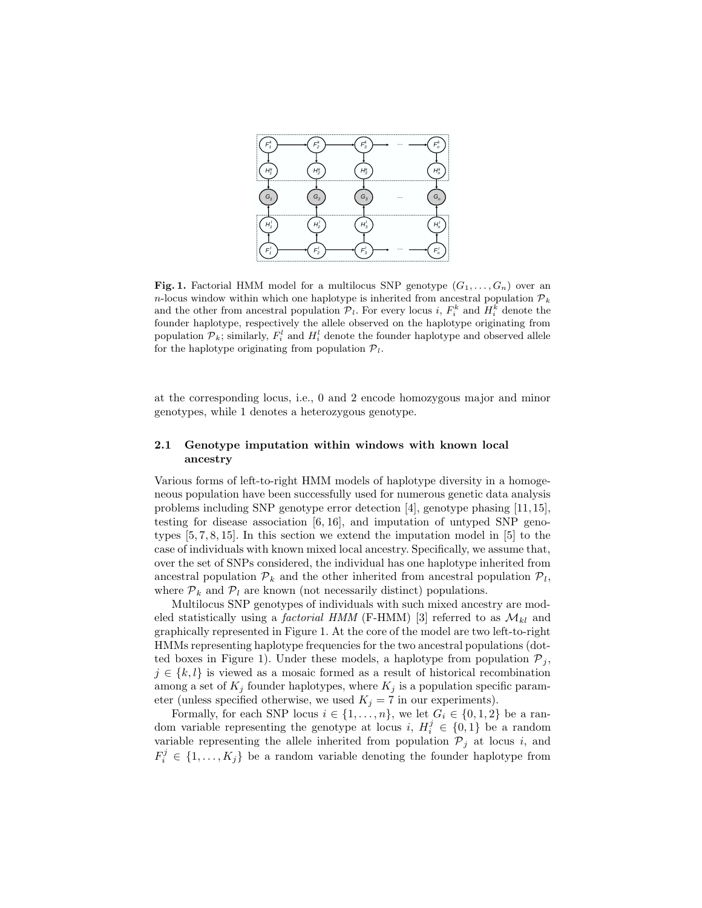**Fig. 1.** Factorial HMM model for a multilocus SNP genotype $(G_1, \ldots, G_n)$ over an $n$-locus window within which one haplotype is inherited from ancestral population $\mathcal{P}_k$ and the other from ancestral population $\mathcal{P}_l$. For every locus $i$, $F_i^k$ and $H_i^k$ denote the founder haplotype, respectively the allele observed on the haplotype originating from population $\mathcal{P}_k$; similarly, $F_i^l$ and $H_i^l$ denote the founder haplotype and observed allele for the haplotype originating from population $\mathcal{P}_l$.

at the corresponding locus, i.e., 0 and 2 encode homozygous major and minor genotypes, while 1 denotes a heterozygous genotype.

### 2.1 Genotype imputation within windows with known local ancestry

Various forms of left-to-right HMM models of haplotype diversity in a homogeneous population have been successfully used for numerous genetic data analysis problems including SNP genotype error detection [4], genotype phasing [11, 15], testing for disease association [6, 16], and imputation of untyped SNP genotypes [5, 7, 8, 15]. In this section we extend the imputation model in [5] to the case of individuals with known mixed local ancestry. Specifically, we assume that, over the set of SNPs considered, the individual has one haplotype inherited from ancestral population $\mathcal{P}_k$ and the other inherited from ancestral population $\mathcal{P}_l$, where $\mathcal{P}_k$ and $\mathcal{P}_l$ are known (not necessarily distinct) populations.

Multilocus SNP genotypes of individuals with such mixed ancestry are modeled statistically using a *factorial HMM* (F-HMM) [3] referred to as $\mathcal{M}_{kl}$ and graphically represented in Figure 1. At the core of the model are two left-to-right HMMs representing haplotype frequencies for the two ancestral populations (dotted boxes in Figure 1). Under these models, a haplotype from population $\mathcal{P}_j$, $j \in \{k, l\}$ is viewed as a mosaic formed as a result of historical recombination among a set of $K_j$ founder haplotypes, where $K_j$ is a population specific parameter (unless specified otherwise, we used $K_j = 7$ in our experiments).

Formally, for each SNP locus $i \in \{1, \ldots, n\}$, we let $G_i \in \{0, 1, 2\}$ be a random variable representing the genotype at locus $i$, $H_i^j \in \{0, 1\}$ be a random variable representing the allele inherited from population $\mathcal{P}_j$ at locus $i$, and $F_i^j \in \{1, \ldots, K_j\}$ be a random variable denoting the founder haplotype from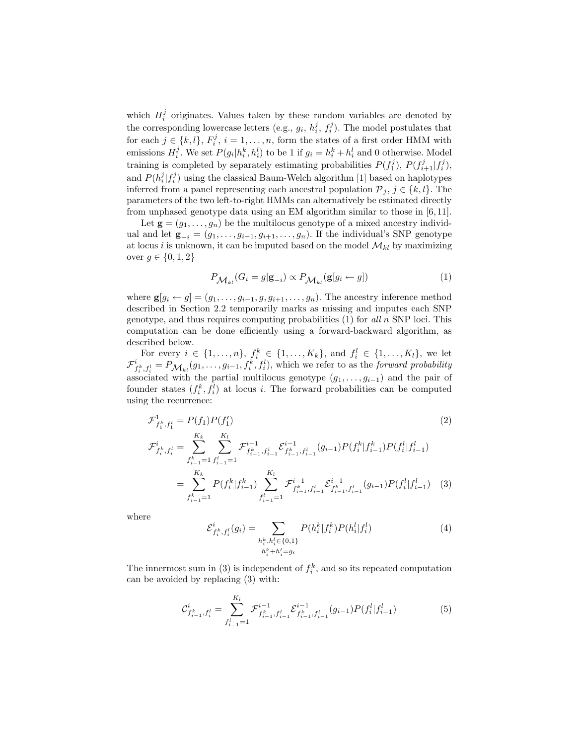which $H_i^j$ originates. Values taken by these random variables are denoted by the corresponding lowercase letters (e.g., $g_i$, $h_i^j$, $f_i^j$). The model postulates that for each $j \in \{k, l\}$, $F_i^j$, $i = 1, \ldots, n$, form the states of a first order HMM with emissions $H_i^j$. We set $P(g_i | h_i^k, h_i^l)$ to be 1 if $g_i = h_i^k + h_i^l$ and 0 otherwise. Model training is completed by separately estimating probabilities $P(f_1^j)$, $P(f_{i+1}^j | f_i^j)$, and $P(h_i^j | f_i^j)$ using the classical Baum-Welch algorithm [1] based on haplotypes inferred from a panel representing each ancestral population $\mathcal{P}_j$, $j \in \{k, l\}$. The parameters of the two left-to-right HMMs can alternatively be estimated directly from unphased genotype data using an EM algorithm similar to those in [6, 11].

Let $\mathbf{g} = (g_1, \ldots, g_n)$ be the multilocus genotype of a mixed ancestry individual and let $\mathbf{g}_{-i} = (g_1, \ldots, g_{i-1}, g_{i+1}, \ldots, g_n)$. If the individual's SNP genotype at locus $i$ is unknown, it can be imputed based on the model $\mathcal{M}_{kl}$ by maximizing over $g \in \{0, 1, 2\}$

$$P_{\mathcal{M}_{kl}}(G_i = g | \mathbf{g}_{-i}) \propto P_{\mathcal{M}_{kl}}(\mathbf{g}[g_i \leftarrow g]) \tag{1}$$

where $\mathbf{g}[g_i \leftarrow g] = (g_1, \ldots, g_{i-1}, g, g_{i+1}, \ldots, g_n)$. The ancestry inference method described in Section 2.2 temporarily marks as missing and imputes each SNP genotype, and thus requires computing probabilities (1) for *all* $n$ SNP loci. This computation can be done efficiently using a forward-backward algorithm, as described below.

For every $i \in \{1, \ldots, n\}$, $f_i^k \in \{1, \ldots, K_k\}$, and $f_i^l \in \{1, \ldots, K_l\}$, we let $\mathcal{F}^i_{f_i^k, f_i^l} = P_{\mathcal{M}_{kl}}(g_1, \ldots, g_{i-1}, f_i^k, f_i^l)$, which we refer to as the *forward probability* associated with the partial multilocus genotype $(g_1, \ldots, g_{i-1})$ and the pair of founder states $(f_i^k, f_i^l)$ at locus $i$. The forward probabilities can be computed using the recurrence:

$$\mathcal{F}^1_{f_1^k, f_1^l} = P(f_1)P(f_1') \tag{2}$$

$$\mathcal{F}^i_{f_i^k, f_i^l} = \sum_{f_{i-1}^k=1}^{K_k} \sum_{f_{i-1}^l=1}^{K_l} \mathcal{F}^{i-1}_{f_{i-1}^k, f_{i-1}^l} \mathcal{E}^{i-1}_{f_{i-1}^k, f_{i-1}^l}(g_{i-1}) P(f_i^k | f_{i-1}^k) P(f_i^l | f_{i-1}^l)$$

$$= \sum_{f_{i-1}^k=1}^{K_k} P(f_i^k | f_{i-1}^k) \sum_{f_{i-1}^l=1}^{K_l} \mathcal{F}^{i-1}_{f_{i-1}^k, f_{i-1}^l} \mathcal{E}^{i-1}_{f_{i-1}^k, f_{i-1}^l}(g_{i-1}) P(f_i^l | f_{i-1}^l) \tag{3}$$

where

$$\mathcal{E}^i_{f_i^k, f_i^l}(g_i) = \sum_{\substack{h_i^k, h_i^l \in \{0,1\} \\ h_i^k + h_i^l = g_i}} P(h_i^k | f_i^k) P(h_i^l | f_i^l) \tag{4}$$

The innermost sum in (3) is independent of $f_i^k$, and so its repeated computation can be avoided by replacing (3) with:

$$\mathcal{C}^i_{f_{i-1}^k, f_i^l} = \sum_{f_{i-1}^l=1}^{K_l} \mathcal{F}^{i-1}_{f_{i-1}^k, f_{i-1}^l} \mathcal{E}^{i-1}_{f_{i-1}^k, f_{i-1}^l}(g_{i-1}) P(f_i^l | f_{i-1}^l) \tag{5}$$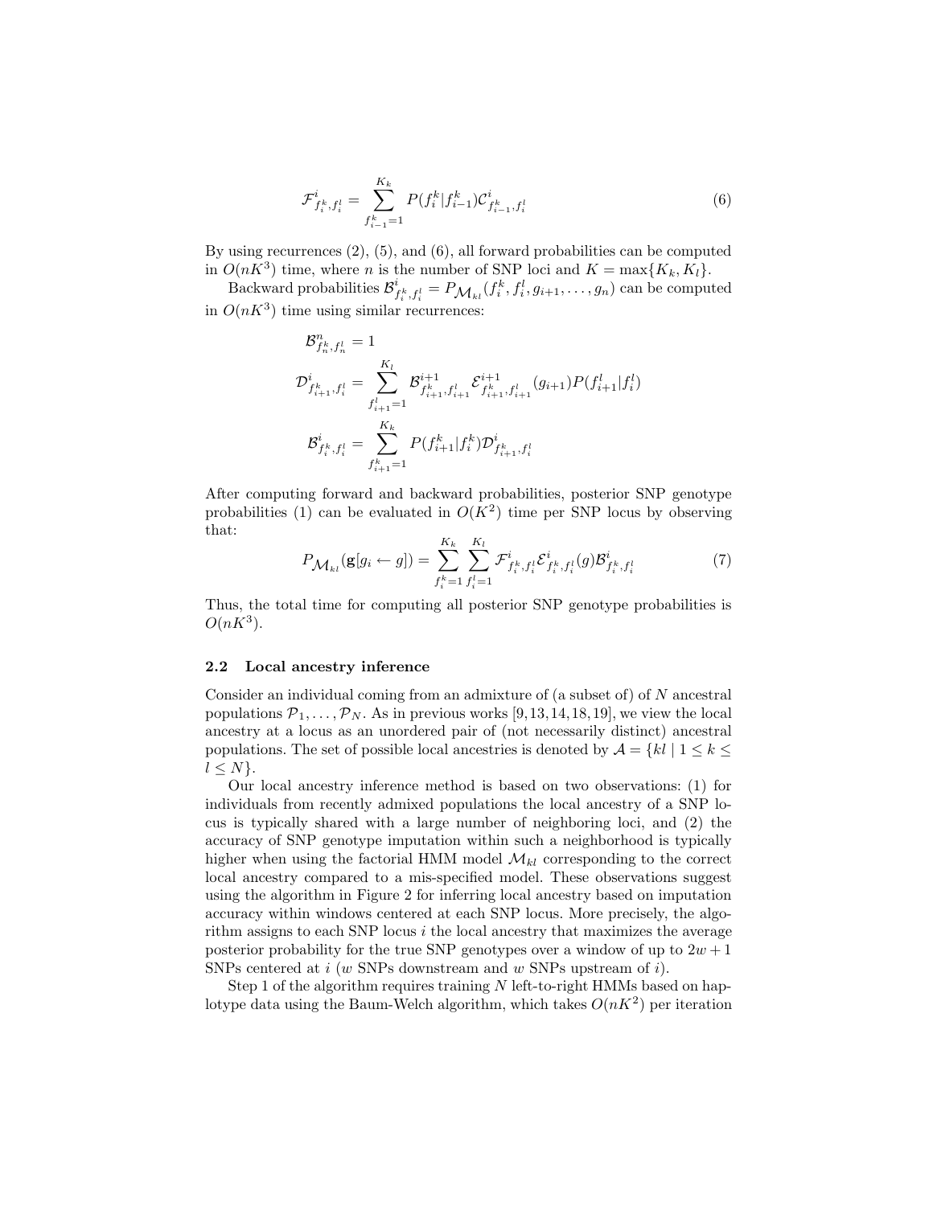$$\mathcal{F}^i_{f_i^k, f_i^l} = \sum_{f_{i-1}^k=1}^{K_k} P(f_i^k | f_{i-1}^k) \mathcal{C}^i_{f_{i-1}^k, f_i^l} \tag{6}$$

By using recurrences (2), (5), and (6), all forward probabilities can be computed in $O(nK^3)$ time, where $n$ is the number of SNP loci and $K = \max\{K_k, K_l\}$.

Backward probabilities $\mathcal{B}^i_{f_i^k, f_i^l} = P_{\mathcal{M}_{kl}}(f_i^k, f_i^l, g_{i+1}, \ldots, g_n)$ can be computed in $O(nK^3)$ time using similar recurrences:

$$\mathcal{B}^n_{f_n^k, f_n^l} = 1$$

$$\mathcal{D}^i_{f_{i+1}^k, f_i^l} = \sum_{f_{i+1}^l=1}^{K_l} \mathcal{B}^{i+1}_{f_{i+1}^k, f_{i+1}^l} \mathcal{E}^{i+1}_{f_{i+1}^k, f_{i+1}^l}(g_{i+1}) P(f_{i+1}^l | f_i^l)$$

$$\mathcal{B}^i_{f_i^k, f_i^l} = \sum_{f_{i+1}^k=1}^{K_k} P(f_{i+1}^k | f_i^k) \mathcal{D}^i_{f_{i+1}^k, f_i^l}$$

After computing forward and backward probabilities, posterior SNP genotype probabilities (1) can be evaluated in $O(K^2)$ time per SNP locus by observing that:

$$P_{\mathcal{M}_{kl}}(\mathbf{g}[g_i \leftarrow g]) = \sum_{f_i^k=1}^{K_k} \sum_{f_i^l=1}^{K_l} \mathcal{F}^i_{f_i^k, f_i^l} \mathcal{E}^i_{f_i^k, f_i^l}(g) \mathcal{B}^i_{f_i^k, f_i^l} \tag{7}$$

Thus, the total time for computing all posterior SNP genotype probabilities is $O(nK^3)$.

### 2.2 Local ancestry inference

Consider an individual coming from an admixture of (a subset of) of $N$ ancestral populations $\mathcal{P}_1, \ldots, \mathcal{P}_N$. As in previous works [9,13,14,18,19], we view the local ancestry at a locus as an unordered pair of (not necessarily distinct) ancestral populations. The set of possible local ancestries is denoted by $\mathcal{A} = \{kl \mid 1 \leq k \leq l \leq N\}$.

Our local ancestry inference method is based on two observations: (1) for individuals from recently admixed populations the local ancestry of a SNP locus is typically shared with a large number of neighboring loci, and (2) the accuracy of SNP genotype imputation within such a neighborhood is typically higher when using the factorial HMM model $\mathcal{M}_{kl}$ corresponding to the correct local ancestry compared to a mis-specified model. These observations suggest using the algorithm in Figure 2 for inferring local ancestry based on imputation accuracy within windows centered at each SNP locus. More precisely, the algorithm assigns to each SNP locus $i$ the local ancestry that maximizes the average posterior probability for the true SNP genotypes over a window of up to $2w + 1$ SNPs centered at $i$ ($w$ SNPs downstream and $w$ SNPs upstream of $i$).

Step 1 of the algorithm requires training $N$ left-to-right HMMs based on haplotype data using the Baum-Welch algorithm, which takes $O(nK^2)$ per iteration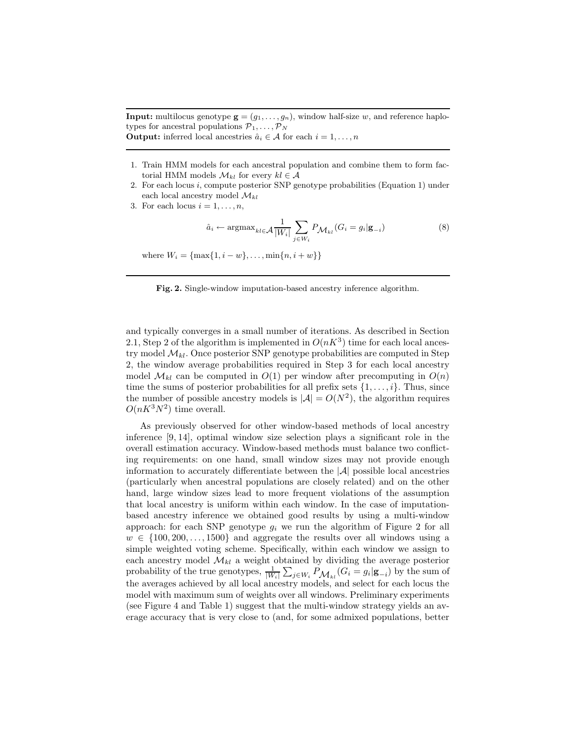**Input:** multilocus genotype $\mathbf{g} = (g_1, \ldots, g_n)$, window half-size $w$, and reference haplotypes for ancestral populations $\mathcal{P}_1, \ldots, \mathcal{P}_N$
**Output:** inferred local ancestries $\hat{a}_i \in \mathcal{A}$ for each $i = 1, \ldots, n$

1. Train HMM models for each ancestral population and combine them to form factorial HMM models $\mathcal{M}_{kl}$ for every $kl \in \mathcal{A}$
2. For each locus $i$, compute posterior SNP genotype probabilities (Equation 1) under each local ancestry model $\mathcal{M}_{kl}$
3. For each locus $i = 1, \ldots, n$,

$$\hat{a}_i \leftarrow \text{argmax}_{kl \in \mathcal{A}} \frac{1}{|W_i|} \sum_{j \in W_i} P_{\mathcal{M}_{kl}}(G_i = g_i | \mathbf{g}_{-i}) \tag{8}$$

where $W_i = \{\max\{1, i - w\}, \ldots, \min\{n, i + w\}\}$

**Fig. 2.** Single-window imputation-based ancestry inference algorithm.

and typically converges in a small number of iterations. As described in Section 2.1, Step 2 of the algorithm is implemented in $O(nK^3)$ time for each local ancestry model $\mathcal{M}_{kl}$. Once posterior SNP genotype probabilities are computed in Step 2, the window average probabilities required in Step 3 for each local ancestry model $\mathcal{M}_{kl}$ can be computed in $O(1)$ per window after precomputing in $O(n)$ time the sums of posterior probabilities for all prefix sets $\{1, \ldots, i\}$. Thus, since the number of possible ancestry models is $|\mathcal{A}| = O(N^2)$, the algorithm requires $O(nK^3N^2)$ time overall.

As previously observed for other window-based methods of local ancestry inference [9, 14], optimal window size selection plays a significant role in the overall estimation accuracy. Window-based methods must balance two conflicting requirements: on one hand, small window sizes may not provide enough information to accurately differentiate between the $|\mathcal{A}|$ possible local ancestries (particularly when ancestral populations are closely related) and on the other hand, large window sizes lead to more frequent violations of the assumption that local ancestry is uniform within each window. In the case of imputation-based ancestry inference we obtained good results by using a multi-window approach: for each SNP genotype $g_i$ we run the algorithm of Figure 2 for all $w \in \{100, 200, \ldots, 1500\}$ and aggregate the results over all windows using a simple weighted voting scheme. Specifically, within each window we assign to each ancestry model $\mathcal{M}_{kl}$ a weight obtained by dividing the average posterior probability of the true genotypes, $\frac{1}{|W_i|} \sum_{j \in W_i} P_{\mathcal{M}_{kl}}(G_i = g_i | \mathbf{g}_{-i})$ by the sum of the averages achieved by all local ancestry models, and select for each locus the model with maximum sum of weights over all windows. Preliminary experiments (see Figure 4 and Table 1) suggest that the multi-window strategy yields an average accuracy that is very close to (and, for some admixed populations, better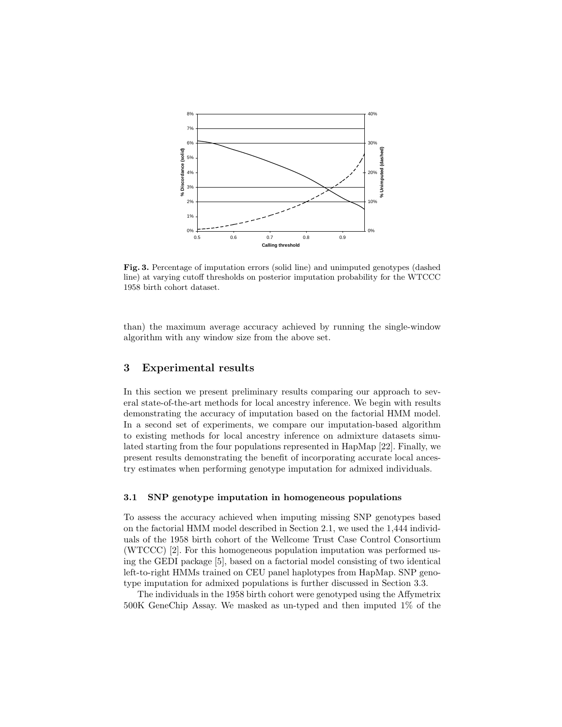8%
7%
6%
5%
4%
3%
2%
1%
0%

% Discordance (solid)

40%
30%
20%
10%
0%

% Unimputed (dashed)

0.5
0.6
0.7
0.8
0.9

Calling threshold

**Fig. 3.** Percentage of imputation errors (solid line) and unimputed genotypes (dashed line) at varying cutoff thresholds on posterior imputation probability for the WTCCC 1958 birth cohort dataset.

than) the maximum average accuracy achieved by running the single-window algorithm with any window size from the above set.

## 3 Experimental results

In this section we present preliminary results comparing our approach to several state-of-the-art methods for local ancestry inference. We begin with results demonstrating the accuracy of imputation based on the factorial HMM model. In a second set of experiments, we compare our imputation-based algorithm to existing methods for local ancestry inference on admixture datasets simulated starting from the four populations represented in HapMap [22]. Finally, we present results demonstrating the benefit of incorporating accurate local ancestry estimates when performing genotype imputation for admixed individuals.

### 3.1 SNP genotype imputation in homogeneous populations

To assess the accuracy achieved when imputing missing SNP genotypes based on the factorial HMM model described in Section 2.1, we used the 1,444 individuals of the 1958 birth cohort of the Wellcome Trust Case Control Consortium (WTCCC) [2]. For this homogeneous population imputation was performed using the GEDI package [5], based on a factorial model consisting of two identical left-to-right HMMs trained on CEU panel haplotypes from HapMap. SNP genotype imputation for admixed populations is further discussed in Section 3.3.

The individuals in the 1958 birth cohort were genotyped using the Affymetrix 500K GeneChip Assay. We masked as un-typed and then imputed 1% of the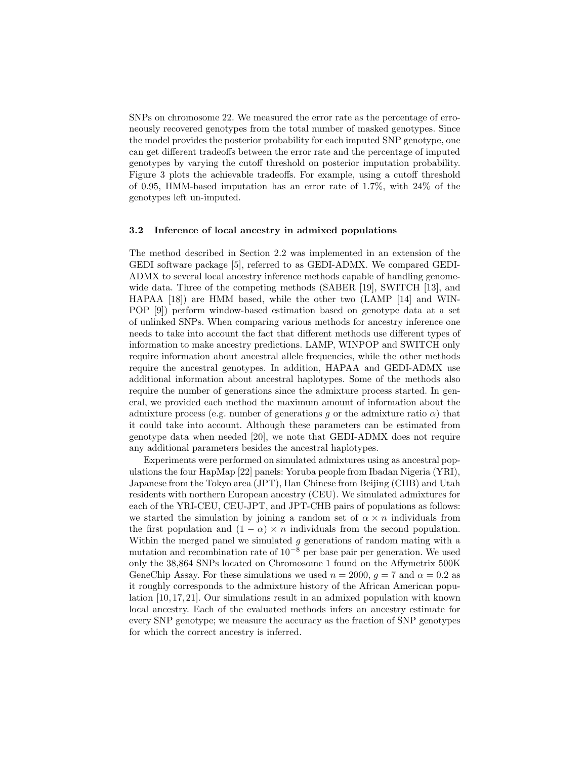SNPs on chromosome 22. We measured the error rate as the percentage of erroneously recovered genotypes from the total number of masked genotypes. Since the model provides the posterior probability for each imputed SNP genotype, one can get different tradeoffs between the error rate and the percentage of imputed genotypes by varying the cutoff threshold on posterior imputation probability. Figure 3 plots the achievable tradeoffs. For example, using a cutoff threshold of 0.95, HMM-based imputation has an error rate of 1.7%, with 24% of the genotypes left un-imputed.

### 3.2 Inference of local ancestry in admixed populations

The method described in Section 2.2 was implemented in an extension of the GEDI software package [5], referred to as GEDI-ADMX. We compared GEDI-ADMX to several local ancestry inference methods capable of handling genome-wide data. Three of the competing methods (SABER [19], SWITCH [13], and HAPAA [18]) are HMM based, while the other two (LAMP [14] and WINPOP [9]) perform window-based estimation based on genotype data at a set of unlinked SNPs. When comparing various methods for ancestry inference one needs to take into account the fact that different methods use different types of information to make ancestry predictions. LAMP, WINPOP and SWITCH only require information about ancestral allele frequencies, while the other methods require the ancestral genotypes. In addition, HAPAA and GEDI-ADMX use additional information about ancestral haplotypes. Some of the methods also require the number of generations since the admixture process started. In general, we provided each method the maximum amount of information about the admixture process (e.g. number of generations $g$ or the admixture ratio $\alpha$) that it could take into account. Although these parameters can be estimated from genotype data when needed [20], we note that GEDI-ADMX does not require any additional parameters besides the ancestral haplotypes.

Experiments were performed on simulated admixtures using as ancestral populations the four HapMap [22] panels: Yoruba people from Ibadan Nigeria (YRI), Japanese from the Tokyo area (JPT), Han Chinese from Beijing (CHB) and Utah residents with northern European ancestry (CEU). We simulated admixtures for each of the YRI-CEU, CEU-JPT, and JPT-CHB pairs of populations as follows: we started the simulation by joining a random set of $\alpha \times n$ individuals from the first population and $(1 - \alpha) \times n$ individuals from the second population. Within the merged panel we simulated $g$ generations of random mating with a mutation and recombination rate of $10^{-8}$ per base pair per generation. We used only the 38,864 SNPs located on Chromosome 1 found on the Affymetrix 500K GeneChip Assay. For these simulations we used $n = 2000$, $g = 7$ and $\alpha = 0.2$ as it roughly corresponds to the admixture history of the African American population [10, 17, 21]. Our simulations result in an admixed population with known local ancestry. Each of the evaluated methods infers an ancestry estimate for every SNP genotype; we measure the accuracy as the fraction of SNP genotypes for which the correct ancestry is inferred.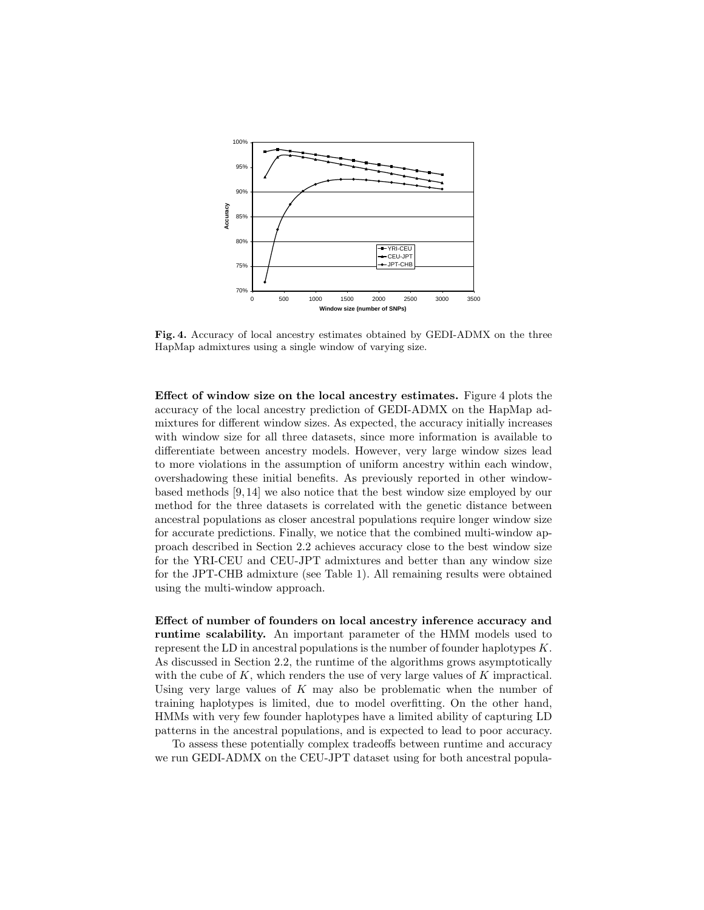100%
95%
90%
85%
80%
75%
70%
Accuracy
0 500 1000 1500 2000 2500 3000 3500
Window size (number of SNPs)
YRI-CEU
CEU-JPT
JPT-CHB

**Fig. 4.** Accuracy of local ancestry estimates obtained by GEDI-ADMX on the three HapMap admixtures using a single window of varying size.

**Effect of window size on the local ancestry estimates.** Figure 4 plots the accuracy of the local ancestry prediction of GEDI-ADMX on the HapMap admixtures for different window sizes. As expected, the accuracy initially increases with window size for all three datasets, since more information is available to differentiate between ancestry models. However, very large window sizes lead to more violations in the assumption of uniform ancestry within each window, overshadowing these initial benefits. As previously reported in other window-based methods [9, 14] we also notice that the best window size employed by our method for the three datasets is correlated with the genetic distance between ancestral populations as closer ancestral populations require longer window size for accurate predictions. Finally, we notice that the combined multi-window approach described in Section 2.2 achieves accuracy close to the best window size for the YRI-CEU and CEU-JPT admixtures and better than any window size for the JPT-CHB admixture (see Table 1). All remaining results were obtained using the multi-window approach.

**Effect of number of founders on local ancestry inference accuracy and runtime scalability.** An important parameter of the HMM models used to represent the LD in ancestral populations is the number of founder haplotypes $K$. As discussed in Section 2.2, the runtime of the algorithms grows asymptotically with the cube of $K$, which renders the use of very large values of $K$ impractical. Using very large values of $K$ may also be problematic when the number of training haplotypes is limited, due to model overfitting. On the other hand, HMMs with very few founder haplotypes have a limited ability of capturing LD patterns in the ancestral populations, and is expected to lead to poor accuracy.

To assess these potentially complex tradeoffs between runtime and accuracy we run GEDI-ADMX on the CEU-JPT dataset using for both ancestral popula-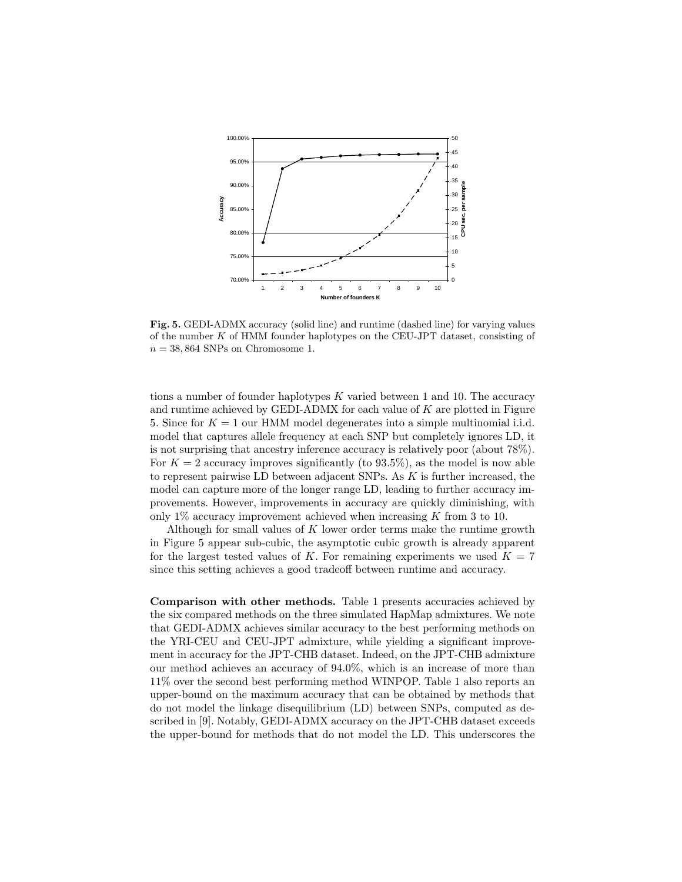100.00%
95.00%
90.00%
85.00%
80.00%
75.00%
70.00%

Accuracy

50
45
40
35
30
25
20
15
10
5
0

CPU sec. per sample

1 2 3 4 5 6 7 8 9 10

Number of founders K

**Fig. 5.** GEDI-ADMX accuracy (solid line) and runtime (dashed line) for varying values of the number $K$ of HMM founder haplotypes on the CEU-JPT dataset, consisting of $n = 38,864$ SNPs on Chromosome 1.

tions a number of founder haplotypes $K$ varied between 1 and 10. The accuracy and runtime achieved by GEDI-ADMX for each value of $K$ are plotted in Figure 5. Since for $K = 1$ our HMM model degenerates into a simple multinomial i.i.d. model that captures allele frequency at each SNP but completely ignores LD, it is not surprising that ancestry inference accuracy is relatively poor (about 78%). For $K = 2$ accuracy improves significantly (to 93.5%), as the model is now able to represent pairwise LD between adjacent SNPs. As $K$ is further increased, the model can capture more of the longer range LD, leading to further accuracy improvements. However, improvements in accuracy are quickly diminishing, with only 1% accuracy improvement achieved when increasing $K$ from 3 to 10.

Although for small values of $K$ lower order terms make the runtime growth in Figure 5 appear sub-cubic, the asymptotic cubic growth is already apparent for the largest tested values of $K$. For remaining experiments we used $K = 7$ since this setting achieves a good tradeoff between runtime and accuracy.

**Comparison with other methods.** Table 1 presents accuracies achieved by the six compared methods on the three simulated HapMap admixtures. We note that GEDI-ADMX achieves similar accuracy to the best performing methods on the YRI-CEU and CEU-JPT admixture, while yielding a significant improvement in accuracy for the JPT-CHB dataset. Indeed, on the JPT-CHB admixture our method achieves an accuracy of 94.0%, which is an increase of more than 11% over the second best performing method WINPOP. Table 1 also reports an upper-bound on the maximum accuracy that can be obtained by methods that do not model the linkage disequilibrium (LD) between SNPs, computed as described in [9]. Notably, GEDI-ADMX accuracy on the JPT-CHB dataset exceeds the upper-bound for methods that do not model the LD. This underscores the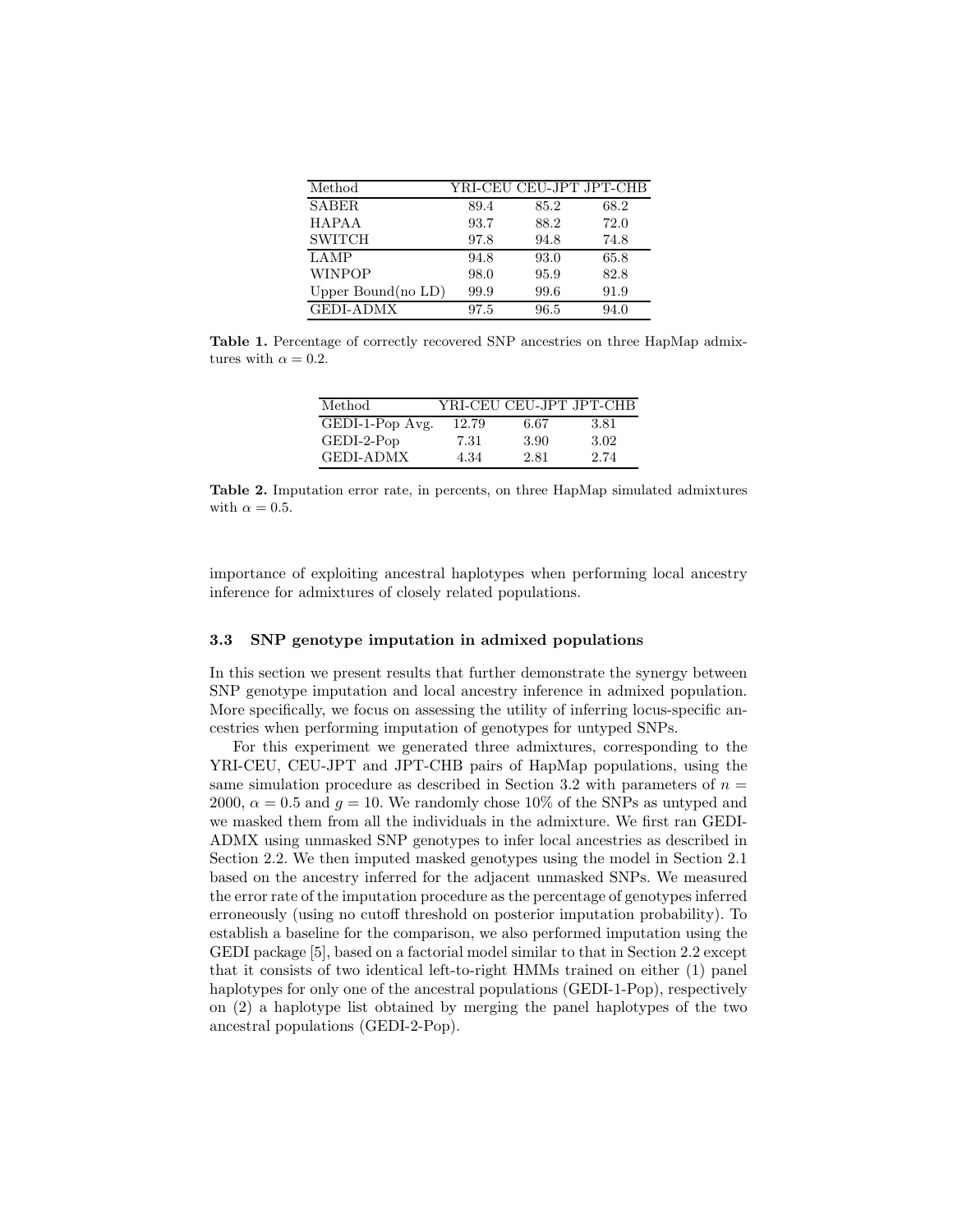| Method | YRI-CEU | CEU-JPT | JPT-CHB |
| --- | --- | --- | --- |
| SABER | 89.4 | 85.2 | 68.2 |
| HAPAA | 93.7 | 88.2 | 72.0 |
| SWITCH | 97.8 | 94.8 | 74.8 |
| LAMP | 94.8 | 93.0 | 65.8 |
| WINPOP | 98.0 | 95.9 | 82.8 |
| Upper Bound(no LD) | 99.9 | 99.6 | 91.9 |
| GEDI-ADMX | 97.5 | 96.5 | 94.0 |

**Table 1.** Percentage of correctly recovered SNP ancestries on three HapMap admixtures with $\alpha = 0.2$.

| Method | YRI-CEU | CEU-JPT | JPT-CHB |
| --- | --- | --- | --- |
| GEDI-1-Pop Avg. | 12.79 | 6.67 | 3.81 |
| GEDI-2-Pop | 7.31 | 3.90 | 3.02 |
| GEDI-ADMX | 4.34 | 2.81 | 2.74 |

**Table 2.** Imputation error rate, in percents, on three HapMap simulated admixtures with $\alpha = 0.5$.

importance of exploiting ancestral haplotypes when performing local ancestry inference for admixtures of closely related populations.

### 3.3 SNP genotype imputation in admixed populations

In this section we present results that further demonstrate the synergy between SNP genotype imputation and local ancestry inference in admixed population. More specifically, we focus on assessing the utility of inferring locus-specific ancestries when performing imputation of genotypes for untyped SNPs.

For this experiment we generated three admixtures, corresponding to the YRI-CEU, CEU-JPT and JPT-CHB pairs of HapMap populations, using the same simulation procedure as described in Section 3.2 with parameters of $n = 2000$, $\alpha = 0.5$ and $g = 10$. We randomly chose 10% of the SNPs as untyped and we masked them from all the individuals in the admixture. We first ran GEDI-ADMX using unmasked SNP genotypes to infer local ancestries as described in Section 2.2. We then imputed masked genotypes using the model in Section 2.1 based on the ancestry inferred for the adjacent unmasked SNPs. We measured the error rate of the imputation procedure as the percentage of genotypes inferred erroneously (using no cutoff threshold on posterior imputation probability). To establish a baseline for the comparison, we also performed imputation using the GEDI package [5], based on a factorial model similar to that in Section 2.2 except that it consists of two identical left-to-right HMMs trained on either (1) panel haplotypes for only one of the ancestral populations (GEDI-1-Pop), respectively on (2) a haplotype list obtained by merging the panel haplotypes of the two ancestral populations (GEDI-2-Pop).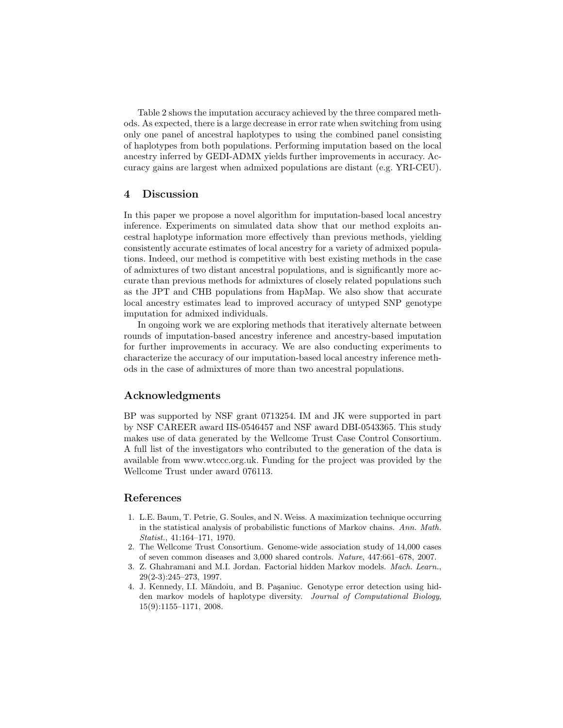Table 2 shows the imputation accuracy achieved by the three compared methods. As expected, there is a large decrease in error rate when switching from using only one panel of ancestral haplotypes to using the combined panel consisting of haplotypes from both populations. Performing imputation based on the local ancestry inferred by GEDI-ADMX yields further improvements in accuracy. Accuracy gains are largest when admixed populations are distant (e.g. YRI-CEU).

## 4 Discussion

In this paper we propose a novel algorithm for imputation-based local ancestry inference. Experiments on simulated data show that our method exploits ancestral haplotype information more effectively than previous methods, yielding consistently accurate estimates of local ancestry for a variety of admixed populations. Indeed, our method is competitive with best existing methods in the case of admixtures of two distant ancestral populations, and is significantly more accurate than previous methods for admixtures of closely related populations such as the JPT and CHB populations from HapMap. We also show that accurate local ancestry estimates lead to improved accuracy of untyped SNP genotype imputation for admixed individuals.

In ongoing work we are exploring methods that iteratively alternate between rounds of imputation-based ancestry inference and ancestry-based imputation for further improvements in accuracy. We are also conducting experiments to characterize the accuracy of our imputation-based local ancestry inference methods in the case of admixtures of more than two ancestral populations.

## Acknowledgments

BP was supported by NSF grant 0713254. IM and JK were supported in part by NSF CAREER award IIS-0546457 and NSF award DBI-0543365. This study makes use of data generated by the Wellcome Trust Case Control Consortium. A full list of the investigators who contributed to the generation of the data is available from www.wtccc.org.uk. Funding for the project was provided by the Wellcome Trust under award 076113.

## References

1. L.E. Baum, T. Petrie, G. Soules, and N. Weiss. A maximization technique occurring in the statistical analysis of probabilistic functions of Markov chains. *Ann. Math. Statist.*, 41:164–171, 1970.
2. The Wellcome Trust Consortium. Genome-wide association study of 14,000 cases of seven common diseases and 3,000 shared controls. *Nature*, 447:661–678, 2007.
3. Z. Ghahramani and M.I. Jordan. Factorial hidden Markov models. *Mach. Learn.*, 29(2-3):245–273, 1997.
4. J. Kennedy, I.I. Măndoiu, and B. Paşaniuc. Genotype error detection using hidden markov models of haplotype diversity. *Journal of Computational Biology*, 15(9):1155–1171, 2008.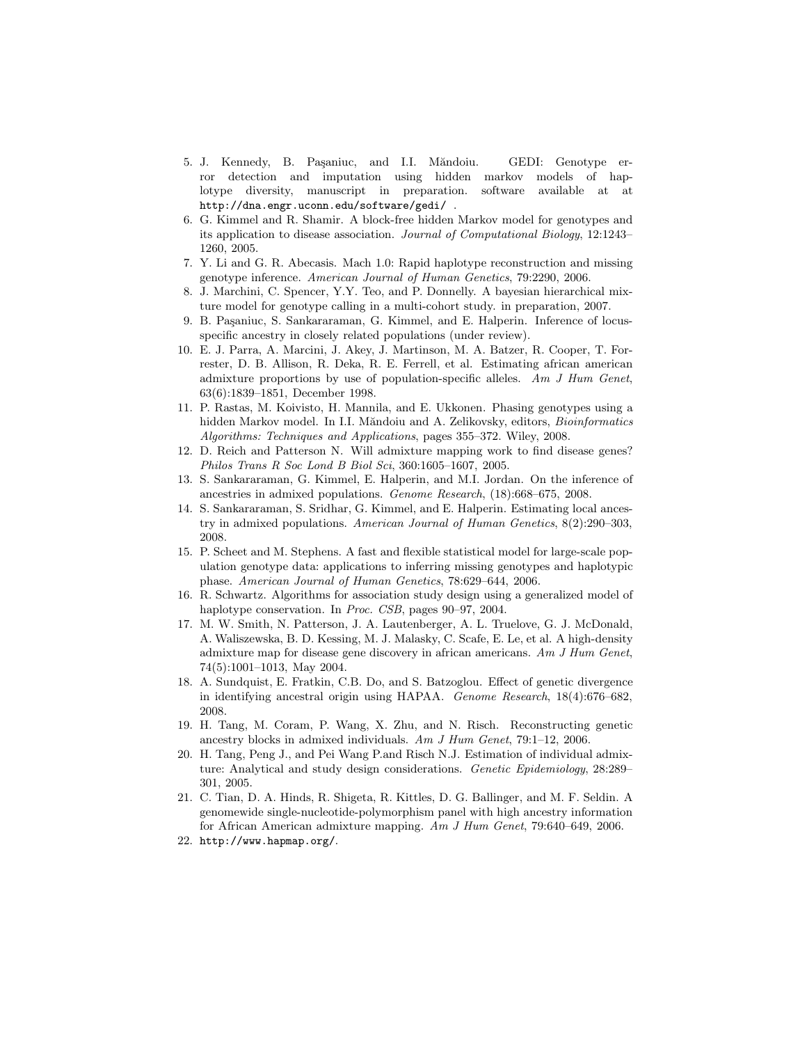5. J. Kennedy, B. Paşaniuc, and I.I. Măndoiu. GEDI: Genotype error detection and imputation using hidden markov models of haplotype diversity, manuscript in preparation. software available at at `http://dna.engr.uconn.edu/software/gedi/` .
6. G. Kimmel and R. Shamir. A block-free hidden Markov model for genotypes and its application to disease association. *Journal of Computational Biology*, 12:1243–1260, 2005.
7. Y. Li and G. R. Abecasis. Mach 1.0: Rapid haplotype reconstruction and missing genotype inference. *American Journal of Human Genetics*, 79:2290, 2006.
8. J. Marchini, C. Spencer, Y.Y. Teo, and P. Donnelly. A bayesian hierarchical mixture model for genotype calling in a multi-cohort study. in preparation, 2007.
9. B. Paşaniuc, S. Sankararaman, G. Kimmel, and E. Halperin. Inference of locus-specific ancestry in closely related populations (under review).
10. E. J. Parra, A. Marcini, J. Akey, J. Martinson, M. A. Batzer, R. Cooper, T. Forrester, D. B. Allison, R. Deka, R. E. Ferrell, et al. Estimating african american admixture proportions by use of population-specific alleles. *Am J Hum Genet*, 63(6):1839–1851, December 1998.
11. P. Rastas, M. Koivisto, H. Mannila, and E. Ukkonen. Phasing genotypes using a hidden Markov model. In I.I. Măndoiu and A. Zelikovsky, editors, *Bioinformatics Algorithms: Techniques and Applications*, pages 355–372. Wiley, 2008.
12. D. Reich and Patterson N. Will admixture mapping work to find disease genes? *Philos Trans R Soc Lond B Biol Sci*, 360:1605–1607, 2005.
13. S. Sankararaman, G. Kimmel, E. Halperin, and M.I. Jordan. On the inference of ancestries in admixed populations. *Genome Research*, (18):668–675, 2008.
14. S. Sankararaman, S. Sridhar, G. Kimmel, and E. Halperin. Estimating local ancestry in admixed populations. *American Journal of Human Genetics*, 8(2):290–303, 2008.
15. P. Scheet and M. Stephens. A fast and flexible statistical model for large-scale population genotype data: applications to inferring missing genotypes and haplotypic phase. *American Journal of Human Genetics*, 78:629–644, 2006.
16. R. Schwartz. Algorithms for association study design using a generalized model of haplotype conservation. In *Proc. CSB*, pages 90–97, 2004.
17. M. W. Smith, N. Patterson, J. A. Lautenberger, A. L. Truelove, G. J. McDonald, A. Waliszewska, B. D. Kessing, M. J. Malasky, C. Scafe, E. Le, et al. A high-density admixture map for disease gene discovery in african americans. *Am J Hum Genet*, 74(5):1001–1013, May 2004.
18. A. Sundquist, E. Fratkin, C.B. Do, and S. Batzoglou. Effect of genetic divergence in identifying ancestral origin using HAPAA. *Genome Research*, 18(4):676–682, 2008.
19. H. Tang, M. Coram, P. Wang, X. Zhu, and N. Risch. Reconstructing genetic ancestry blocks in admixed individuals. *Am J Hum Genet*, 79:1–12, 2006.
20. H. Tang, Peng J., and Pei Wang P.and Risch N.J. Estimation of individual admixture: Analytical and study design considerations. *Genetic Epidemiology*, 28:289–301, 2005.
21. C. Tian, D. A. Hinds, R. Shigeta, R. Kittles, D. G. Ballinger, and M. F. Seldin. A genomewide single-nucleotide-polymorphism panel with high ancestry information for African American admixture mapping. *Am J Hum Genet*, 79:640–649, 2006.
22. `http://www.hapmap.org/`.